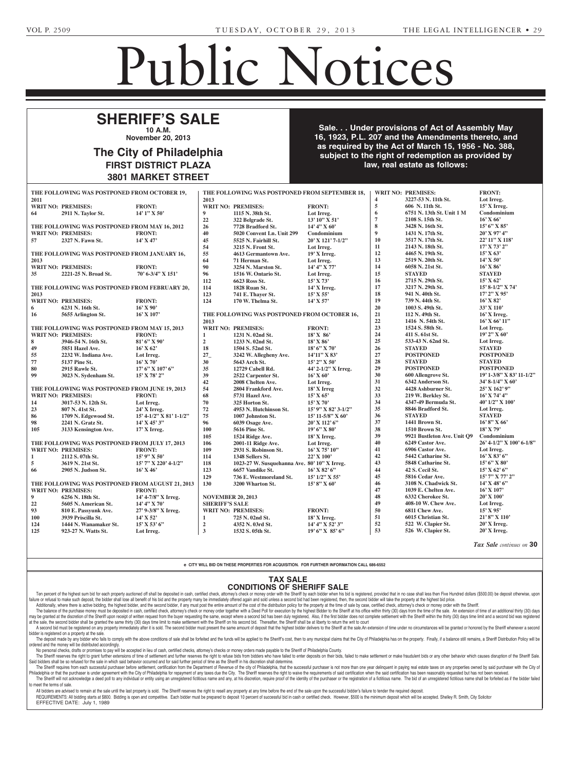# Public Notices

## SHERIFF'S SALE

**10 A.M.**
**November 20, 2013**

### The City of Philadelphia
**FIRST DISTRICT PLAZA**
**3801 MARKET STREET**

**Sale. . . Under provisions of Act of Assembly May 16, 1923, P.L. 207 and the Amendments thereto, and as required by the Act of March 15, 1956 - No. 388, subject to the right of redemption as provided by law, real estate as follows:**

**THE FOLLOWING WAS POSTPONED FROM OCTOBER 19, 2011**

| WRIT NO: | PREMISES: | FRONT: |
|---|---|---|
| 64 | 2911 N. Taylor St. | 14' 1" X 50' |

**THE FOLLOWING WAS POSTPONED FROM MAY 16, 2012**

| WRIT NO: | PREMISES: | FRONT: |
|---|---|---|
| 57 | 2327 N. Fawn St. | 14' X 47' |

**THE FOLLOWING WAS POSTPONED FROM JANUARY 16, 2013**

| WRIT NO: | PREMISES: | FRONT: |
|---|---|---|
| 35 | 2221-25 N. Broad St. | 70' 6-3/4" X 151' |

**THE FOLLOWING WAS POSTPONED FROM FEBRUARY 20, 2013**

| WRIT NO: | PREMISES: | FRONT: |
|---|---|---|
| 6 | 6231 N. 16th St. | 16' X 90' |
| 16 | 5655 Arlington St. | 16' X 107' |

**THE FOLLOWING WAS POSTPONED FROM MAY 15, 2013**

| WRIT NO: | PREMISES: | FRONT: |
|---|---|---|
| 8 | 3946-54 N. 16th St. | 81' 6" X 90' |
| 49 | 5851 Hazel Ave. | 16' X 62' |
| 55 | 2232 W. Indiana Ave. | Lot Irreg. |
| 77 | 5137 Pine St. | 16' X 70' |
| 80 | 2915 Rawle St. | 17' 6" X 107' 6" |
| 99 | 3023 N. Sydenham St. | 15' X 78' 2" |

**THE FOLLOWING WAS POSTPONED FROM JUNE 19, 2013**

| WRIT NO: | PREMISES: | FRONT: |
|---|---|---|
| 14 | 3017-53 N. 12th St. | Lot Irreg. |
| 23 | 807 N. 41st St. | 24' X Irreg. |
| 86 | 1709 N. Edgewood St. | 15' 4-1/2" X 81' 1-1/2" |
| 98 | 2241 N. Gratz St. | 14' X 45' 3" |
| 105 | 3133 Kensington Ave. | 17' X Irreg. |

**THE FOLLOWING WAS POSTPONED FROM JULY 17, 2013**

| WRIT NO: | PREMISES: | FRONT: |
|---|---|---|
| 1 | 2112 S. 07th St. | 15' 9" X 50' |
| 5 | 3619 N. 21st St. | 15' 7" X 220' 4-1/2" |
| 66 | 2905 N. Judson St. | 16' X 46' |

**THE FOLLOWING WAS POSTPONED FROM AUGUST 21, 2013**

| WRIT NO: | PREMISES: | FRONT: |
|---|---|---|
| 9 | 6256 N. 18th St. | 14' 4-7/8" X Irreg. |
| 22 | 5605 N. American St. | 14' 4" X 70' |
| 93 | 810 E. Passyunk Ave. | 27' 9-3/8" X Irreg. |
| 100 | 3939 Priscilla St. | 14' X 52' |
| 124 | 1444 N. Wanamaker St. | 15' X 53' 6" |
| 125 | 923-27 N. Watts St. | Lot Irreg. |

**THE FOLLOWING WAS POSTPONED FROM SEPTEMBER 18, 2013**

| WRIT NO: | PREMISES: | FRONT: |
|---|---|---|
| 9 | 1115 N. 38th St. | Lot Irreg. |
| 22 | 322 Belgrade St. | 13' 10" X 51' |
| 26 | 7728 Bradford St. | 14' 4" X 60' |
| 40 | 5020 Convent Ln. Unit 299 | Condominium |
| 45 | 5525 N. Fairhill St. | 20' X 121' 7-1/2" |
| 54 | 3215 N. Front St. | Lot Irreg. |
| 55 | 4613 Germantown Ave. | 19' X Irreg. |
| 64 | 71 Herman St. | Lot Irreg. |
| 90 | 3254 N. Marston St. | 14' 4" X 77' |
| 96 | 1516 W. Ontario St. | Lot Irreg. |
| 112 | 6623 Ross St. | 15' X 73' |
| 114 | 1828 Ruan St. | 14' X Irreg. |
| 123 | 741 E. Thayer St. | 15' X 55' |
| 124 | 170 W. Thelma St. | 14' X 57' |

**THE FOLLOWING WAS POSTPONED FROM OCTOBER 16, 2013**

| WRIT NO: | PREMISES: | FRONT: |
|---|---|---|
| 1 | 1231 N. 02nd St. | 18' X 86' |
| 2 | 1233 N. 02nd St. | 18' X 86' |
| 18 | 1504 S. 52nd St. | 18' 6" X 70' |
| 27_ | 3242 W. Allegheny Ave. | 14'11" X 83' |
| 30 | 5643 Arch St. | 15' 2" X 50' |
| 35 | 12729 Cabell Rd. | 44' 2-1/2" X Irreg. |
| 39 | 2522 Carpenter St. | 16' X 60' |
| 42 | 2008 Chelten Ave. | Lot Irreg. |
| 54 | 2804 Frankford Ave. | 18' X Irreg |
| 68 | 5731 Hazel Ave. | 15' X 65' |
| 70 | 325 Horton St. | 15' X 70' |
| 72 | 4953 N. Hutchinson St. | 15' 9" X 82' 3-1/2" |
| 75 | 1007 Johnston St. | 15' 11-5/8" X 60' |
| 96 | 6039 Osage Ave. | 20' X 112' 6" |
| 100 | 5616 Pine St. | 19' 6" X 80' |
| 105 | 1524 Ridge Ave. | 18' X Irreg. |
| 106 | 2001-11 Ridge Ave. | Lot Irreg. |
| 109 | 2931 S. Robinson St. | 16' X 75' 10" |
| 114 | 1348 Sellers St. | 22' X 100' |
| 118 | 1023-27 W. Susquehanna Ave. | 80' 10" X Irreg. |
| 123 | 6657 Vandike St. | 16' X 82' 6" |
| 129 | 736 E. Westmoreland St. | 15' 1/2" X 55' |
| 130 | 3200 Wharton St. | 15' 8" X 60' |

**NOVEMBER 20, 2013**
**SHERIFF'S SALE**

| WRIT NO: | PREMISES: | FRONT: |
|---|---|---|
| 1 | 725 N. 02nd St. | 18' X Irreg. |
| 2 | 4352 N. 03rd St. | 14' 4" X 52' 3" |
| 3 | 1532 S. 05th St. | 19' 6" X 85' 6" |
| 4 | 3227-53 N. 11th St. | Lot Irreg. |
| 5 | 606 N. 11th St. | 15' X Irreg. |
| 6 | 6751 N. 13th St. Unit 1 M | Condominium |
| 7 | 2108 S. 15th St. | 16' X 66' |
| 8 | 3428 N. 16th St. | 15' 6" X 85' |
| 9 | 1431 N. 17th St. | 20' X 97' 4" |
| 10 | 3517 N. 17th St. | 22' 11" X 118' |
| 11 | 2143 N. 18th St. | 17' X 73' 2" |
| 12 | 4465 N. 19th St. | 15' X 63' |
| 13 | 2519 N. 20th St. | 14' X 50' |
| 14 | 6058 N. 21st St. | 16' X 86' |
| 15 | STAYED | STAYED |
| 16 | 2715 N. 29th St. | 15' X 62' |
| 17 | 3217 N. 29th St. | 15' 8-1/2" X 74' |
| 18 | 941 N. 40th St. | 17' 2" X 95' |
| 19 | 739 N. 44th St. | 16' X 82' |
| 20 | 1003 S. 49th St. | 33' X 110' |
| 21 | 112 N. 49th St. | 16' X Irreg. |
| 22 | 1416 N. 54th St. | 16' X 66' 11" |
| 23 | 1524 S. 58th St. | Lot Irreg. |
| 24 | 411 S. 61st St. | 19' 2" X 60' |
| 25 | 533-43 N. 62nd St. | Lot Irreg. |
| 26 | STAYED | STAYED |
| 27 | POSTPONED | POSTPONED |
| 28 | STAYED | STAYED |
| 29 | POSTPONED | POSTPONED |
| 30 | 600 Allengrove St. | 19' 1-3/8" X 83' 11-1/2" |
| 31 | 6342 Anderson St. | 34' 8-1/4" X 60' |
| 32 | 4428 Ashburner St. | 25' X 162' 9" |
| 33 | 219 W. Berkley St. | 16' X 74' 4" |
| 34 | 4347-49 Bermuda St. | 40' 1/2" X 100' |
| 35 | 8846 Bradford St. | Lot Irreg. |
| 36 | STAYED | STAYED |
| 37 | 1441 Brown St. | 16' 8" X 66' |
| 38 | 1510 Brown St. | 18' X 79' |
| 39 | 9921 Bustleton Ave. Unit Q9 | Condominium |
| 40 | 6249 Castor Ave. | 26' 4-1/2" X 100' 6-1/8" |
| 41 | 6906 Castor Ave. | Lot Irreg. |
| 42 | 5442 Catharine St. | 16' X 83' 6" |
| 43 | 5848 Catharine St. | 15' 6" X 80' |
| 44 | 42 S. Cecil St. | 15' X 62' 6" |
| 45 | 5816 Cedar Ave. | 15' 7" X 77' 2" |
| 46 | 3108 N. Chadwick St. | 14' X 48' 6" |
| 47 | 1039 E. Chelten Ave. | 16' X 107' |
| 48 | 6332 Cherokee St. | 20' X 100' |
| 49 | 408-10 W. Chew Ave. | Lot Irreg. |
| 50 | 6811 Chew Ave. | 15' X 95' |
| 51 | 6015 Christian St. | 21' 8" X 110' |
| 52 | 522 W. Clapier St. | 20' X Irreg. |
| 53 | 526 W. Clapier St. | 20' X Irreg. |

*Tax Sale continues on* **30**

**e CITY WILL BID ON THESE PROPERTIES FOR ACQUISITION. FOR FURTHER INFORMATION CALL 686-6552**

## TAX SALE
## CONDITIONS OF SHERIFF SALE

Ten percent of the highest sum bid for each property auctioned off shall be deposited in cash, certified check, attorney's check or money order with the Sheriff by each bidder when his bid is registered, provided that in no case shall less then Five Hundred dollars ($500.00) be deposit otherwise, upon failure or refusal to make such deposit, the bidder shall lose all benefit of his bid and the property many be immediately offered again and sold unless a second bid had been registered, then, the second bidder will take the property at the highest bid price.

Additionally, where there is active bidding, the highest bidder, and the second bidder, if any must post the entire amount of the cost of the distribution policy for the property at the time of sale by case, certified check, attorney's check or money order with the Sheriff.

The balance of the purchase money must be deposited in cash, certified check, attorney's check or money order together with a Deed Poll for execution by the highest Bidder to the Sheriff at his office within thirty (30) days from the time of the sale. An extension of time of an additional thirty (30) days may be granted at the discretion of the Sheriff upon receipt of written request from the buyer requesting the same, except where a second bid has been duly registered, Also, if the first bidder does not complete settlement with the Sheriff within the thirty (30) days time limit and a second bid was registered at the sale, the second bidder shall be granted the same thirty (30) days time limit to make settlement with the Sheriff on his second bid. Thereafter, the Sheriff shall be at liberty to return the writ to court

A second bid must be registered on any property immediately after it is sold. The second bidder must present the same amount of deposit that the highest bidder delivers to the Sheriff at the sale.An extension of time under no circumstances will be granted or honored by the Sheriff whenever a second bidder is registered on a property at the sale.

The deposit made by any bidder who fails to comply with the above conditions of sale shall be forfeited and the funds will be applied to the Sheriff's cost, then to any municipal claims that the City of Philadelphia has on the property. Finally, if a balance still remains, a Sheriff Distribution Policy will be ordered and the money will be distributed accordingly.

No personal checks, drafts or promises to pay will be accepted in lieu of cash, certified checks, attorney's checks or money orders made payable to the Sheriff of Philadelphia County.

The Sheriff reserves the right to grant further extensions of time of settlement and further reserves the right to refuse bids from bidders who have failed to enter deposits on their bids, failed to make settlement or make fraudulent bids or any other behavior which causes disruption of the Sheriff Sale. Said bidders shall be so refused for the sale in which said behavior occurred and for said further period of time as the Sheriff in his discretion shall determine.

The Sheriff requires from each successful purchaser before settlement, certification from the Department of Revenue of the city of Philadelphia, that the successful purchaser is not more than one year delinquent in paying real estate taxes on any properties owned by said purchaser with the City of Philadelphia or that the purchaser is under agreement with the City of Philadelphia for repayment of any taxes due the City. The Sheriff reserves the right to waive the requirements of said certification when the said certification has been reasonably requested but has not been received.

The Sheriff will not acknowledge a deed poll to any individual or entity using an unregistered fictitious name and any, at his discretion, require proof of the identity of the purchaser or the registration of a fictitious name. The bid of an unregistered fictitious name shall be forfeited as if the bidder failed to meet the terms of sale.

All bidders are advised to remain at the sale until the last property is sold. The Sheriff reserves the right to resell any property at any time before the end of the sale upon the successful bidder's failure to tender the required deposit.

REQUIREMENTS: All bidding starts at $800. Bidding is open and competitive. Each bidder must be prepared to deposit 10 percent of successful bid in cash or certified check. However, $500 is the minimum deposit which will be accepted. Shelley R. Smith, City Solicitor

EFFECTIVE DATE: July 1, 1989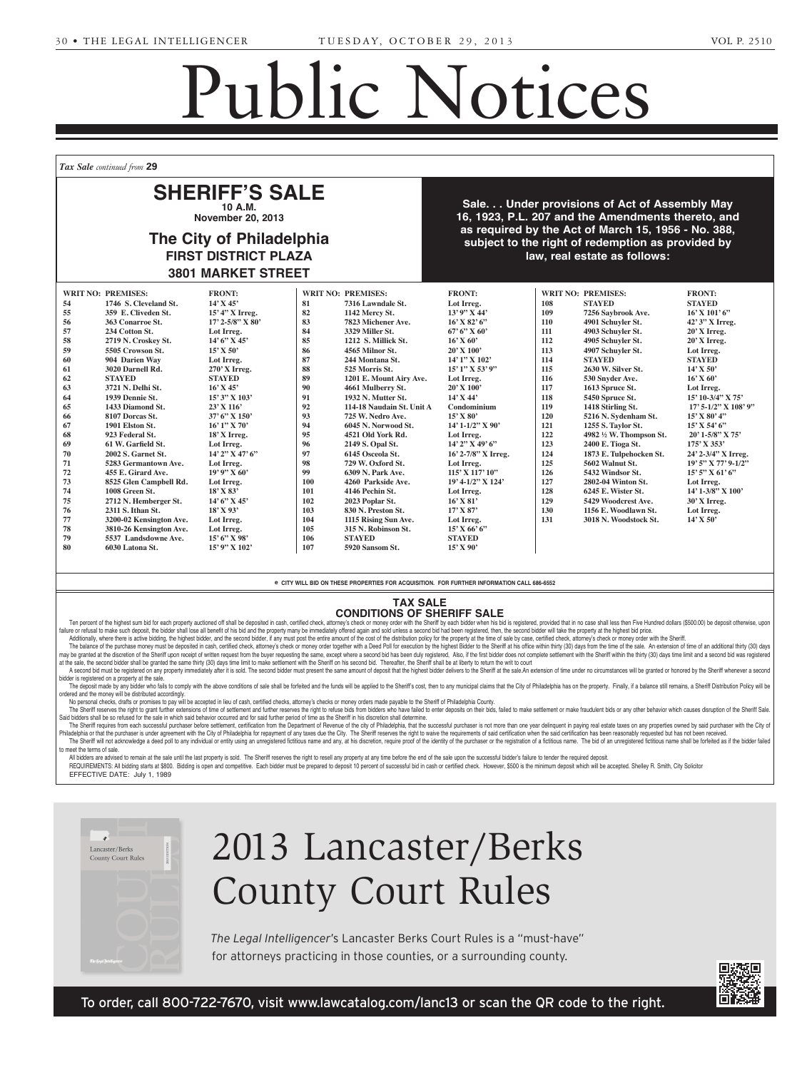# Public Notices

*Tax Sale continued from* **29**

## SHERIFF'S SALE

**10 A.M.**
**November 20, 2013**

### The City of Philadelphia
**FIRST DISTRICT PLAZA**
**3801 MARKET STREET**

**Sale. . . Under provisions of Act of Assembly May 16, 1923, P.L. 207 and the Amendments thereto, and as required by the Act of March 15, 1956 - No. 388, subject to the right of redemption as provided by law, real estate as follows:**

| WRIT NO: | PREMISES: | FRONT: |
|---|---|---|
| 54 | 1746 S. Cleveland St. | 14' X 45' |
| 55 | 359 E. Cliveden St. | 15' 4" X Irreg. |
| 56 | 363 Conarroe St. | 17' 2-5/8" X 80' |
| 57 | 234 Cotton St. | Lot Irreg. |
| 58 | 2719 N. Croskey St. | 14' 6" X 45' |
| 59 | 5505 Crowson St. | 15' X 50' |
| 60 | 904 Darien Way | Lot Irreg. |
| 61 | 3020 Darnell Rd. | 270' X Irreg. |
| 62 | STAYED | STAYED |
| 63 | 3721 N. Delhi St. | 16' X 45' |
| 64 | 1939 Dennie St. | 15' 3" X 103' |
| 65 | 1433 Diamond St. | 23' X 116' |
| 66 | 8107 Dorcas St. | 37' 6" X 150' |
| 67 | 1901 Elston St. | 16' 1" X 70' |
| 68 | 923 Federal St. | 18' X Irreg. |
| 69 | 61 W. Garfield St. | Lot Irreg. |
| 70 | 2002 S. Garnet St. | 14' 2" X 47' 6" |
| 71 | 5283 Germantown Ave. | Lot Irreg. |
| 72 | 455 E. Girard Ave. | 19' 9" X 60' |
| 73 | 8525 Glen Campbell Rd. | Lot Irreg. |
| 74 | 1008 Green St. | 18' X 83' |
| 75 | 2712 N. Hemberger St. | 14' 6" X 45' |
| 76 | 2311 S. Ithan St. | 18' X 93' |
| 77 | 3200-02 Kensington Ave. | Lot Irreg. |
| 78 | 3810-26 Kensington Ave. | Lot Irreg. |
| 79 | 5537 Landsdowne Ave. | 15' 6" X 98' |
| 80 | 6030 Latona St. | 15' 9" X 102' |
| 81 | 7316 Lawndale St. | Lot Irreg. |
| 82 | 1142 Mercy St. | 13' 9" X 44' |
| 83 | 7823 Michener Ave. | 16' X 82' 6" |
| 84 | 3329 Miller St. | 67' 6" X 60' |
| 85 | 1212 S. Millick St. | 16' X 60' |
| 86 | 4565 Milnor St. | 20' X 100' |
| 87 | 244 Montana St. | 14' 1" X 102' |
| 88 | 525 Morris St. | 15' 1" X 53' 9" |
| 89 | 1201 E. Mount Airy Ave. | Lot Irreg. |
| 90 | 4661 Mulberry St. | 20' X 100' |
| 91 | 1932 N. Mutter St. | 14' X 44' |
| 92 | 114-18 Naudain St. Unit A | Condominium |
| 93 | 725 W. Nedro Ave. | 15' X 80' |
| 94 | 6045 N. Norwood St. | 14' 1-1/2" X 90' |
| 95 | 4521 Old York Rd. | Lot Irreg. |
| 96 | 2149 S. Opal St. | 14' 2" X 49' 6" |
| 97 | 6145 Osceola St. | 16' 2-7/8" X Irreg. |
| 98 | 729 W. Oxford St. | Lot Irreg. |
| 99 | 6309 N. Park Ave. | 115' X 117' 10" |
| 100 | 4260 Parkside Ave. | 19' 4-1/2" X 124' |
| 101 | 4146 Pechin St. | Lot Irreg. |
| 102 | 2023 Poplar St. | 16' X 81' |
| 103 | 830 N. Preston St. | 17' X 87' |
| 104 | 1115 Rising Sun Ave. | Lot Irreg. |
| 105 | 315 N. Robinson St. | 15' X 66' 6" |
| 106 | STAYED | STAYED |
| 107 | 5920 Sansom St. | 15' X 90' |
| 108 | STAYED | STAYED |
| 109 | 7256 Saybrook Ave. | 16' X 101' 6" |
| 110 | 4901 Schuyler St. | 42' 3" X Irreg. |
| 111 | 4903 Schuyler St. | 20' X Irreg. |
| 112 | 4905 Schuyler St. | 20' X Irreg. |
| 113 | 4907 Schuyler St. | Lot Irreg. |
| 114 | STAYED | STAYED |
| 115 | 2630 W. Silver St. | 14' X 50' |
| 116 | 530 Snyder Ave. | 16' X 60' |
| 117 | 1613 Spruce St. | Lot Irreg. |
| 118 | 5450 Spruce St. | 15' 10-3/4" X 75' |
| 119 | 1418 Stirling St. | 17' 5-1/2" X 108' 9" |
| 120 | 5216 N. Sydenham St. | 15' X 80' 4" |
| 121 | 1255 S. Taylor St. | 15' X 54' 6" |
| 122 | 4982 ½ W. Thompson St. | 20' 1-5/8" X 75' |
| 123 | 2400 E. Tioga St. | 175' X 353' |
| 124 | 1873 E. Tulpehocken St. | 24' 2-3/4" X Irreg. |
| 125 | 5602 Walnut St. | 19' 5" X 77' 9-1/2" |
| 126 | 5432 Windsor St. | 15' 5" X 61' 6" |
| 127 | 2802-04 Winton St. | Lot Irreg. |
| 128 | 6245 E. Wister St. | 14' 1-3/8" X 100' |
| 129 | 5429 Woodcrest Ave. | 30' X Irreg. |
| 130 | 1156 E. Woodlawn St. | Lot Irreg. |
| 131 | 3018 N. Woodstock St. | 14' X 50' |

e CITY WILL BID ON THESE PROPERTIES FOR ACQUISITION. FOR FURTHER INFORMATION CALL 686-6552

### TAX SALE
### CONDITIONS OF SHERIFF SALE

Ten percent of the highest sum bid for each property auctioned off shall be deposited in cash, certified check, attorney's check or money order with the Sheriff by each bidder when his bid is registered, provided that in no case shall less then Five Hundred dollars ($500.00) be deposit otherwise, upon failure or refusal to make such deposit, the bidder shall lose all benefit of his bid and the property many be immediately offered again and sold unless a second bid had been registered, then, the second bidder will take the property at the highest bid price.

Additionally, where there is active bidding, the highest bidder, and the second bidder, if any must post the entire amount of the cost of the distribution policy for the property at the time of sale by case, certified check, attorney's check or money order with the Sheriff.

The balance of the purchase money must be deposited in cash, certified check, attorney's check or money order together with a Deed Poll for execution by the highest Bidder to the Sheriff at his office within thirty (30) days from the time of the sale. An extension of time of an additional thirty (30) days may be granted at the discretion of the Sheriff upon receipt of written request from the buyer requesting the same, except where a second bid has been duly registered, Also, if the first bidder does not complete settlement with the Sheriff within the thirty (30) days time limit and a second bid was registered at the sale, the second bidder shall be granted the same thirty (30) days time limit to make settlement with the Sheriff on his second bid. Thereafter, the Sheriff shall be at liberty to return the writ to court

A second bid must be registered on any property immediately after it is sold. The second bidder must present the same amount of deposit that the highest bidder delivers to the Sheriff at the sale.An extension of time under no circumstances will be granted or honored by the Sheriff whenever a second bidder is registered on a property at the sale.

The deposit made by any bidder who fails to comply with the above conditions of sale shall be forfeited and the funds will be applied to the Sheriff's cost, then to any municipal claims that the City of Philadelphia has on the property. Finally, if a balance still remains, a Sheriff Distribution Policy will be ordered and the money will be distributed accordingly.

No personal checks, drafts or promises to pay will be accepted in lieu of cash, certified checks, attorney's checks or money orders made payable to the Sheriff of Philadelphia County.

The Sheriff reserves the right to grant further extensions of time of settlement and further reserves the right to refuse bids from bidders who have failed to enter deposits on their bids, failed to make settlement or make fraudulent bids or any other behavior which causes disruption of the Sheriff Sale. Said bidders shall be so refused for the sale in which said behavior occurred and for said further period of time as the Sheriff in his discretion shall determine.

The Sheriff requires from each successful purchaser before settlement, certification from the Department of Revenue of the city of Philadelphia, that the successful purchaser is not more than one year delinquent in paying real estate taxes on any properties owned by said purchaser with the City of Philadelphia or that the purchaser is under agreement with the City of Philadelphia for repayment of any taxes due the City. The Sheriff reserves the right to waive the requirements of said certification when the said certification has been reasonably requested but has not been received.

The Sheriff will not acknowledge a deed poll to any individual or entity using an unregistered fictitious name and any, at his discretion, require proof of the identity of the purchaser or the registration of a fictitious name. The bid of an unregistered fictitious name shall be forfeited as if the bidder failed to meet the terms of sale.

All bidders are advised to remain at the sale until the last property is sold. The Sheriff reserves the right to resell any property at any time before the end of the sale upon the successful bidder's failure to tender the required deposit.

REQUIREMENTS: All bidding starts at $800. Bidding is open and competitive. Each bidder must be prepared to deposit 10 percent of successful bid in cash or certified check. However, $500 is the minimum deposit which will be accepted. Shelley R. Smith, City Solicitor

EFFECTIVE DATE: July 1, 1989

Lancaster/Berks County Court Rules

# 2013 Lancaster/Berks County Court Rules

*The Legal Intelligencer*'s Lancaster Berks Court Rules is a "must-have" for attorneys practicing in those counties, or a surrounding county.

To order, call 800-722-7670, visit www.lawcatalog.com/lanc13 or scan the QR code to the right.